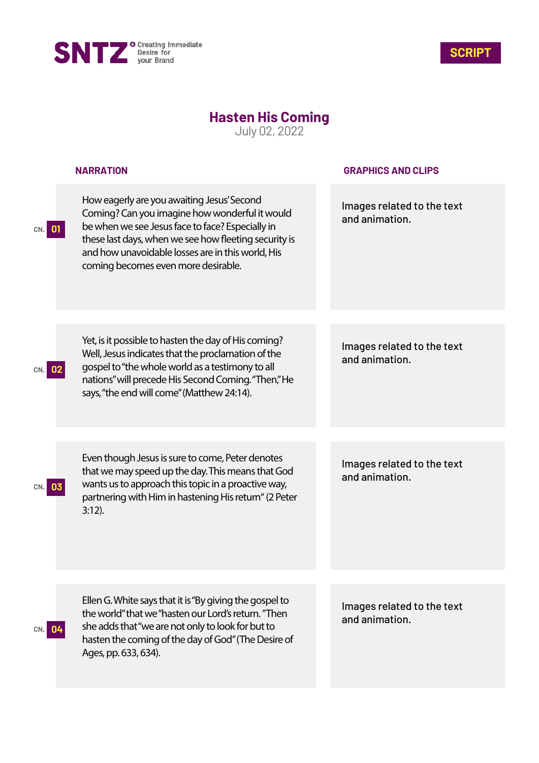SNTZ Creating Immediate Desire for your Brand

SCRIPT

# Hasten His Coming

July 02, 2022

| CN. | NARRATION | GRAPHICS AND CLIPS |
| --- | --- | --- |
| 01 | How eagerly are you awaiting Jesus' Second Coming? Can you imagine how wonderful it would be when we see Jesus face to face? Especially in these last days, when we see how fleeting security is and how unavoidable losses are in this world, His coming becomes even more desirable. | Images related to the text and animation. |
| 02 | Yet, is it possible to hasten the day of His coming? Well, Jesus indicates that the proclamation of the gospel to "the whole world as a testimony to all nations" will precede His Second Coming. "Then," He says, "the end will come" (Matthew 24:14). | Images related to the text and animation. |
| 03 | Even though Jesus is sure to come, Peter denotes that we may speed up the day. This means that God wants us to approach this topic in a proactive way, partnering with Him in hastening His return" (2 Peter 3:12). | Images related to the text and animation. |
| 04 | Ellen G. White says that it is "By giving the gospel to the world" that we "hasten our Lord's return. "Then she adds that "we are not only to look for but to hasten the coming of the day of God" (The Desire of Ages, pp. 633, 634). | Images related to the text and animation. |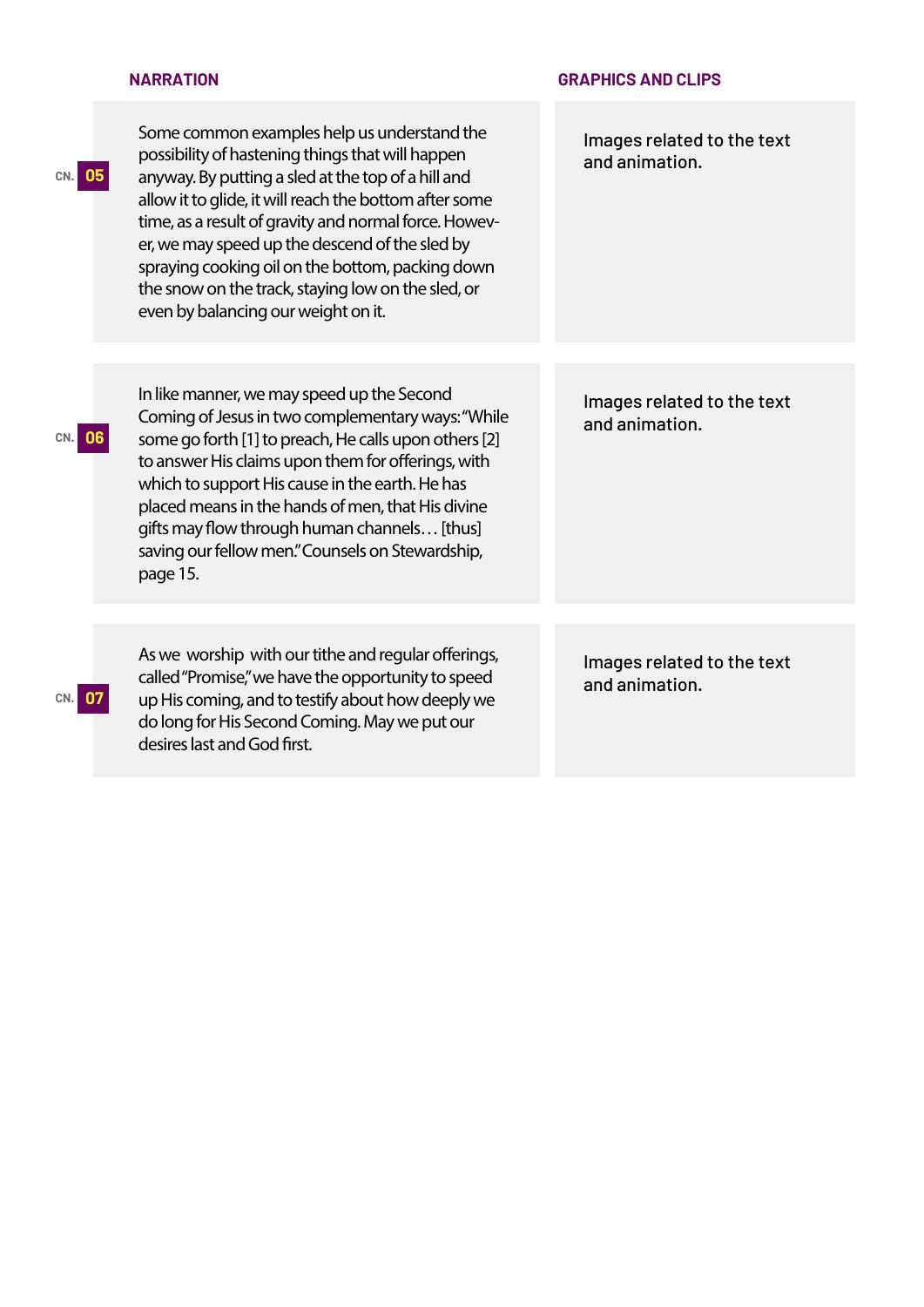| CN. | NARRATION | GRAPHICS AND CLIPS |
| --- | --- | --- |
| 05 | Some common examples help us understand the possibility of hastening things that will happen anyway. By putting a sled at the top of a hill and allow it to glide, it will reach the bottom after some time, as a result of gravity and normal force. However, we may speed up the descend of the sled by spraying cooking oil on the bottom, packing down the snow on the track, staying low on the sled, or even by balancing our weight on it. | Images related to the text and animation. |
| 06 | In like manner, we may speed up the Second Coming of Jesus in two complementary ways: "While some go forth [1] to preach, He calls upon others [2] to answer His claims upon them for offerings, with which to support His cause in the earth. He has placed means in the hands of men, that His divine gifts may flow through human channels… [thus] saving our fellow men." Counsels on Stewardship, page 15. | Images related to the text and animation. |
| 07 | As we worship with our tithe and regular offerings, called "Promise," we have the opportunity to speed up His coming, and to testify about how deeply we do long for His Second Coming. May we put our desires last and God first. | Images related to the text and animation. |